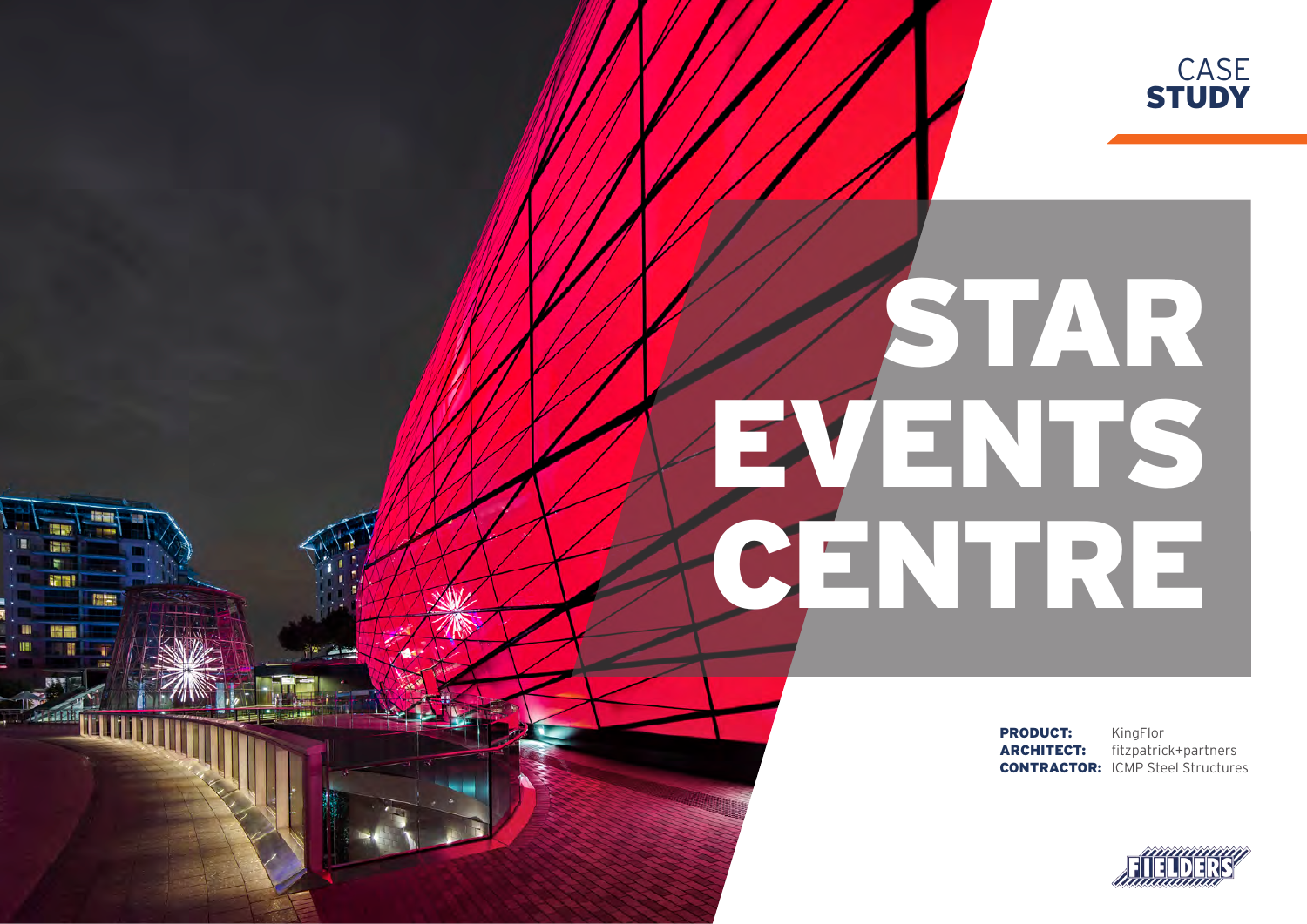CASE
**STUDY**

# STAR EVENTS CENTRE

**PRODUCT:** KingFlor
**ARCHITECT:** fitzpatrick+partners
**CONTRACTOR:** ICMP Steel Structures

FIELDERS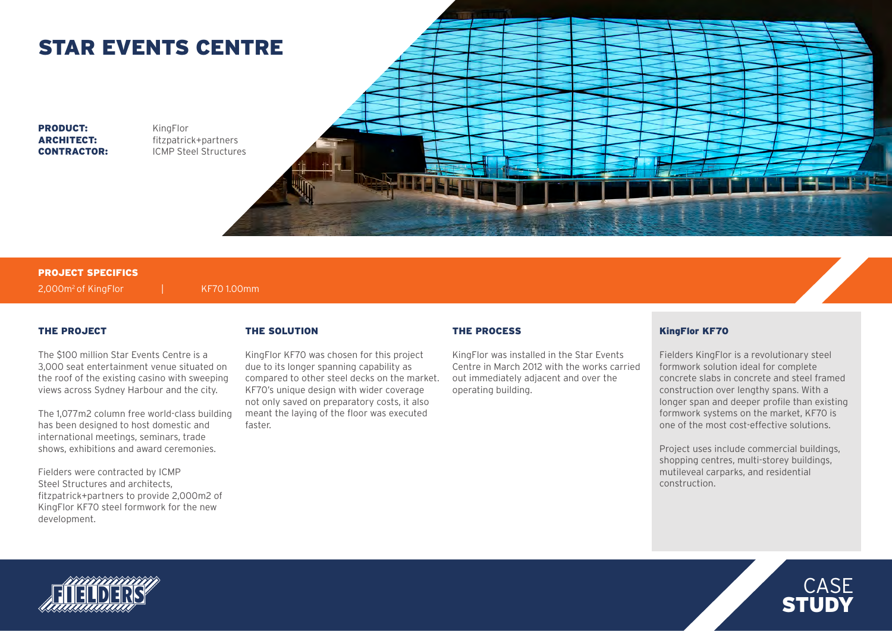# STAR EVENTS CENTRE

**PRODUCT:** KingFlor
**ARCHITECT:** fitzpatrick+partners
**CONTRACTOR:** ICMP Steel Structures

**PROJECT SPECIFICS**

2,000m$^2$ of KingFlor | KF70 1.00mm

### THE PROJECT

The $100 million Star Events Centre is a 3,000 seat entertainment venue situated on the roof of the existing casino with sweeping views across Sydney Harbour and the city.

The 1,077m2 column free world-class building has been designed to host domestic and international meetings, seminars, trade shows, exhibitions and award ceremonies.

Fielders were contracted by ICMP Steel Structures and architects, fitzpatrick+partners to provide 2,000m2 of KingFlor KF70 steel formwork for the new development.

### THE SOLUTION

KingFlor KF70 was chosen for this project due to its longer spanning capability as compared to other steel decks on the market. KF70's unique design with wider coverage not only saved on preparatory costs, it also meant the laying of the floor was executed faster.

### THE PROCESS

KingFlor was installed in the Star Events Centre in March 2012 with the works carried out immediately adjacent and over the operating building.

### KingFlor KF70

Fielders KingFlor is a revolutionary steel formwork solution ideal for complete concrete slabs in concrete and steel framed construction over lengthy spans. With a longer span and deeper profile than existing formwork systems on the market, KF70 is one of the most cost-effective solutions.

Project uses include commercial buildings, shopping centres, multi-storey buildings, mutileveal carparks, and residential construction.

FIELDERS

CASE **STUDY**